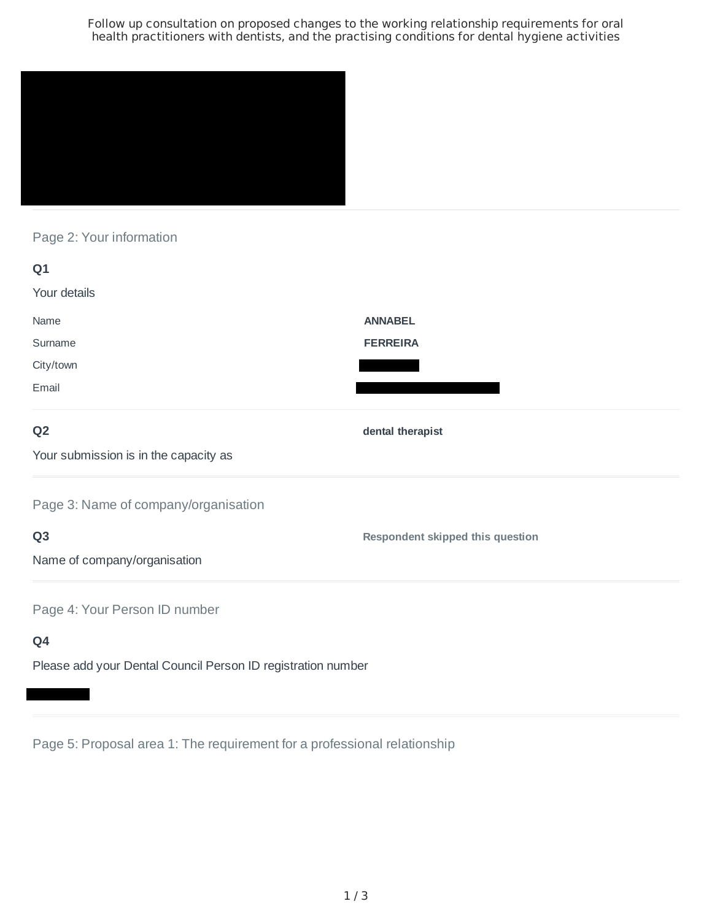# Follow up consultation on proposed changes to the working relationship requirements for oral health practitioners with dentists, and the practising conditions for dental hygiene activities

## Page 2: Your information

**Q1**

Your details

| | |
|---|---|
| Name | **ANNABEL** |
| Surname | **FERREIRA** |
| City/town | |
| Email | |

**Q2**

Your submission is in the capacity as

**dental therapist**

## Page 3: Name of company/organisation

**Q3**

Name of company/organisation

**Respondent skipped this question**

## Page 4: Your Person ID number

**Q4**

Please add your Dental Council Person ID registration number

## Page 5: Proposal area 1: The requirement for a professional relationship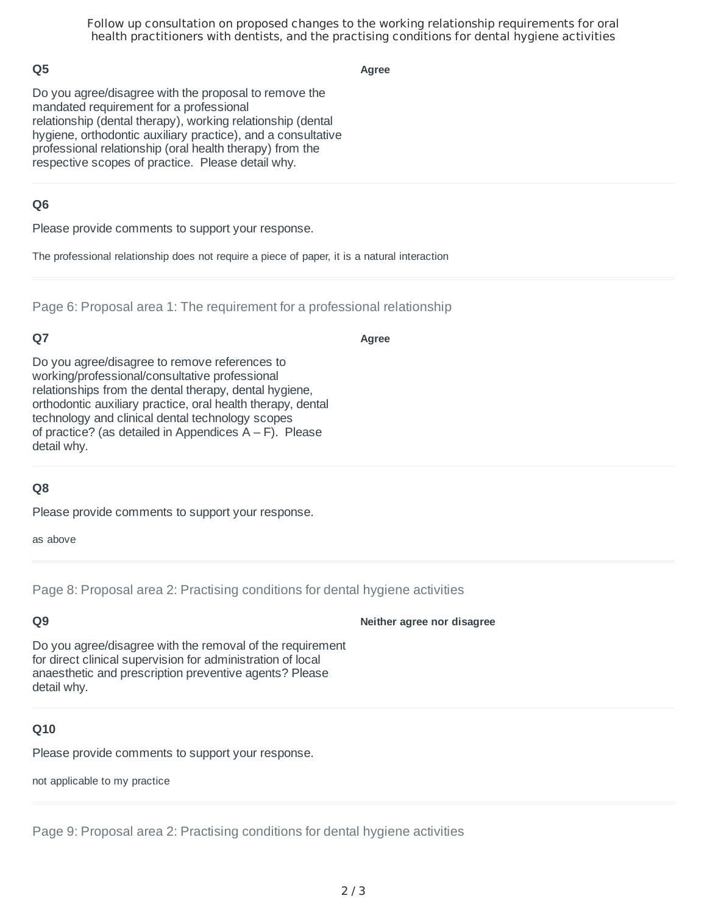### Q5

Do you agree/disagree with the proposal to remove the mandated requirement for a professional relationship (dental therapy), working relationship (dental hygiene, orthodontic auxiliary practice), and a consultative professional relationship (oral health therapy) from the respective scopes of practice. Please detail why.

**Agree**

### Q6

Please provide comments to support your response.

The professional relationship does not require a piece of paper, it is a natural interaction

## Page 6: Proposal area 1: The requirement for a professional relationship

### Q7

Do you agree/disagree to remove references to working/professional/consultative professional relationships from the dental therapy, dental hygiene, orthodontic auxiliary practice, oral health therapy, dental technology and clinical dental technology scopes of practice? (as detailed in Appendices A – F). Please detail why.

**Agree**

### Q8

Please provide comments to support your response.

as above

## Page 8: Proposal area 2: Practising conditions for dental hygiene activities

### Q9

Do you agree/disagree with the removal of the requirement for direct clinical supervision for administration of local anaesthetic and prescription preventive agents? Please detail why.

**Neither agree nor disagree**

### Q10

Please provide comments to support your response.

not applicable to my practice

## Page 9: Proposal area 2: Practising conditions for dental hygiene activities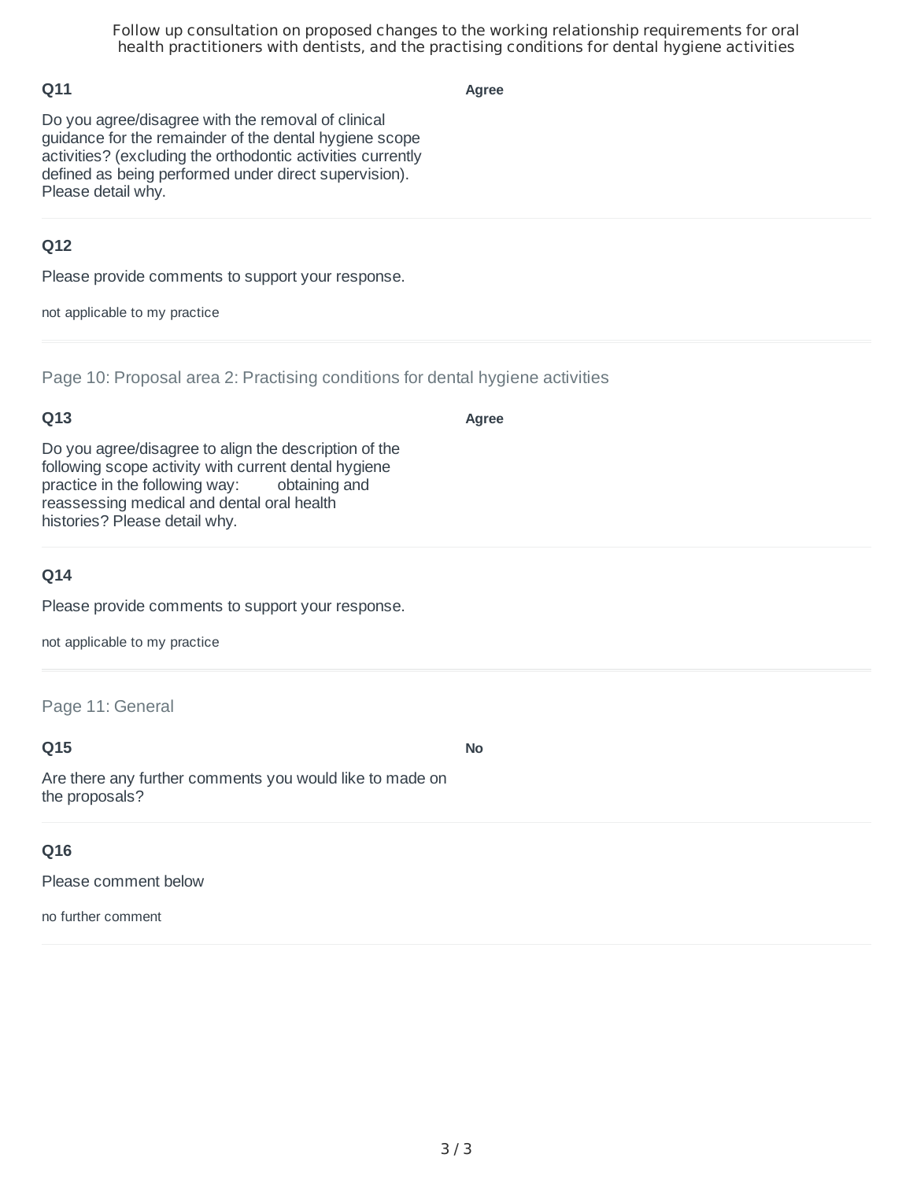### Q11

Do you agree/disagree with the removal of clinical guidance for the remainder of the dental hygiene scope activities? (excluding the orthodontic activities currently defined as being performed under direct supervision). Please detail why.

**Agree**

### Q12

Please provide comments to support your response.

not applicable to my practice

## Page 10: Proposal area 2: Practising conditions for dental hygiene activities

### Q13

Do you agree/disagree to align the description of the following scope activity with current dental hygiene practice in the following way: obtaining and reassessing medical and dental oral health histories? Please detail why.

**Agree**

### Q14

Please provide comments to support your response.

not applicable to my practice

## Page 11: General

### Q15

Are there any further comments you would like to made on the proposals?

**No**

### Q16

Please comment below

no further comment